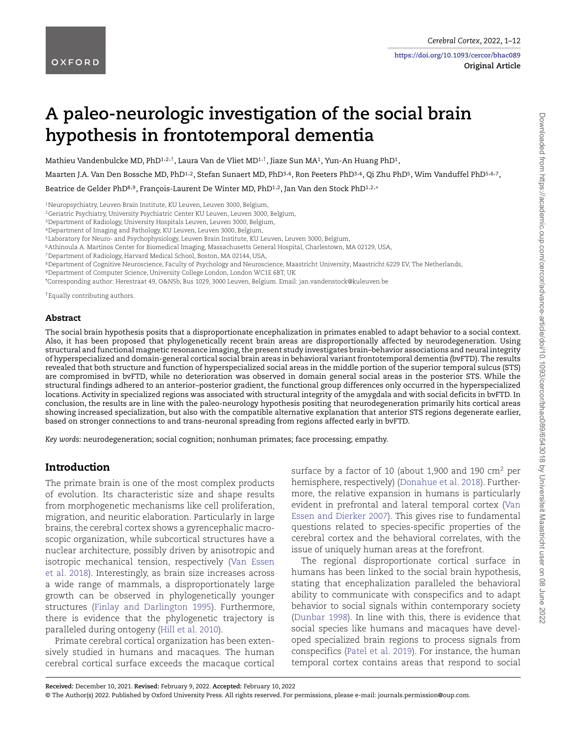# A paleo-neurologic investigation of the social brain hypothesis in frontotemporal dementia

Mathieu Vandenbulcke MD, PhD[1,2,†], Laura Van de Vliet MD[1,†], Jiaze Sun MA[1], Yun-An Huang PhD[1],

Maarten J.A. Van Den Bossche MD, PhD[1,2], Stefan Sunaert MD, PhD[3,4], Ron Peeters PhD[3,4], Qi Zhu PhD[5], Wim Vanduffel PhD[5,6,7],

Beatrice de Gelder PhD[8,9], François-Laurent De Winter MD, PhD[1,2], Jan Van den Stock PhD[1,2,*]

[1]Neuropsychiatry, Leuven Brain Institute, KU Leuven, Leuven 3000, Belgium,
[2]Geriatric Psychiatry, University Psychiatric Center KU Leuven, Leuven 3000, Belgium,
[3]Department of Radiology, University Hospitals Leuven, Leuven 3000, Belgium,
[4]Department of Imaging and Pathology, KU Leuven, Leuven 3000, Belgium,
[5]Laboratory for Neuro- and Psychophysiology, Leuven Brain Institute, KU Leuven, Leuven 3000, Belgium,
[6]Athinoula A. Martinos Center for Biomedical Imaging, Massachusetts General Hospital, Charlestown, MA 02129, USA,
[7]Department of Radiology, Harvard Medical School, Boston, MA 02144, USA,
[8]Department of Cognitive Neuroscience, Faculty of Psychology and Neuroscience, Maastricht University, Maastricht 6229 EV, The Netherlands,
[9]Department of Computer Science, University College London, London WC1E 6BT, UK
*Corresponding author: Herestraat 49, O&N5b, Bus 1029, 3000 Leuven, Belgium. Email: jan.vandenstock@kuleuven.be

†Equally contributing authors.

## Abstract

The social brain hypothesis posits that a disproportionate encephalization in primates enabled to adapt behavior to a social context. Also, it has been proposed that phylogenetically recent brain areas are disproportionally affected by neurodegeneration. Using structural and functional magnetic resonance imaging, the present study investigates brain–behavior associations and neural integrity of hyperspecialized and domain-general cortical social brain areas in behavioral variant frontotemporal dementia (bvFTD). The results revealed that both structure and function of hyperspecialized social areas in the middle portion of the superior temporal sulcus (STS) are compromised in bvFTD, while no deterioration was observed in domain general social areas in the posterior STS. While the structural findings adhered to an anterior–posterior gradient, the functional group differences only occurred in the hyperspecialized locations. Activity in specialized regions was associated with structural integrity of the amygdala and with social deficits in bvFTD. In conclusion, the results are in line with the paleo-neurology hypothesis positing that neurodegeneration primarily hits cortical areas showing increased specialization, but also with the compatible alternative explanation that anterior STS regions degenerate earlier, based on stronger connections to and trans-neuronal spreading from regions affected early in bvFTD.

*Key words*: neurodegeneration; social cognition; nonhuman primates; face processing; empathy.

## Introduction

The primate brain is one of the most complex products of evolution. Its characteristic size and shape results from morphogenetic mechanisms like cell proliferation, migration, and neuritic elaboration. Particularly in large brains, the cerebral cortex shows a gyrencephalic macroscopic organization, while subcortical structures have a nuclear architecture, possibly driven by anisotropic and isotropic mechanical tension, respectively (Van Essen et al. 2018). Interestingly, as brain size increases across a wide range of mammals, a disproportionately large growth can be observed in phylogenetically younger structures (Finlay and Darlington 1995). Furthermore, there is evidence that the phylogenetic trajectory is paralleled during ontogeny (Hill et al. 2010).

Primate cerebral cortical organization has been extensively studied in humans and macaques. The human cerebral cortical surface exceeds the macaque cortical surface by a factor of 10 (about 1,900 and 190 cm$^2$ per hemisphere, respectively) (Donahue et al. 2018). Furthermore, the relative expansion in humans is particularly evident in prefrontal and lateral temporal cortex (Van Essen and Dierker 2007). This gives rise to fundamental questions related to species-specific properties of the cerebral cortex and the behavioral correlates, with the issue of uniquely human areas at the forefront.

The regional disproportionate cortical surface in humans has been linked to the social brain hypothesis, stating that encephalization paralleled the behavioral ability to communicate with conspecifics and to adapt behavior to social signals within contemporary society (Dunbar 1998). In line with this, there is evidence that social species like humans and macaques have developed specialized brain regions to process signals from conspecifics (Patel et al. 2019). For instance, the human temporal cortex contains areas that respond to social

**Received:** December 10, 2021. **Revised:** February 9, 2022. **Accepted:** February 10, 2022
© The Author(s) 2022. Published by Oxford University Press. All rights reserved. For permissions, please e-mail: journals.permission@oup.com.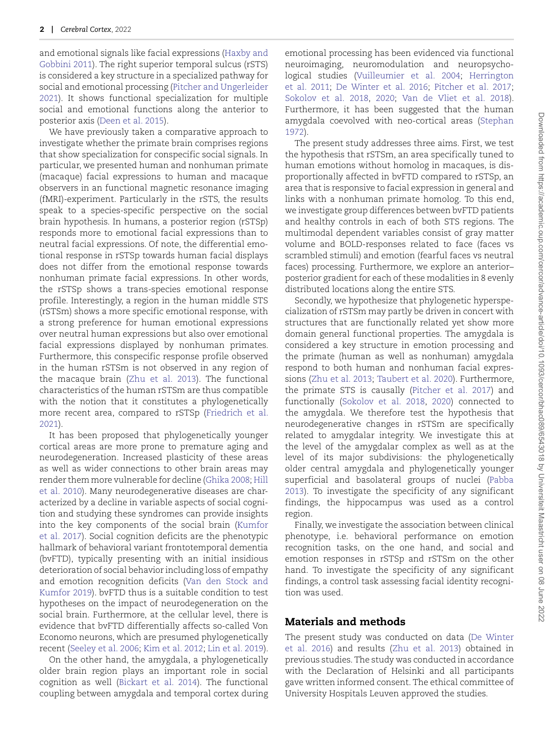and emotional signals like facial expressions (Haxby and Gobbini 2011). The right superior temporal sulcus (rSTS) is considered a key structure in a specialized pathway for social and emotional processing (Pitcher and Ungerleider 2021). It shows functional specialization for multiple social and emotional functions along the anterior to posterior axis (Deen et al. 2015).

We have previously taken a comparative approach to investigate whether the primate brain comprises regions that show specialization for conspecific social signals. In particular, we presented human and nonhuman primate (macaque) facial expressions to human and macaque observers in an functional magnetic resonance imaging (fMRI)-experiment. Particularly in the rSTS, the results speak to a species-specific perspective on the social brain hypothesis. In humans, a posterior region (rSTSp) responds more to emotional facial expressions than to neutral facial expressions. Of note, the differential emotional response in rSTSp towards human facial displays does not differ from the emotional response towards nonhuman primate facial expressions. In other words, the rSTSp shows a trans-species emotional response profile. Interestingly, a region in the human middle STS (rSTSm) shows a more specific emotional response, with a strong preference for human emotional expressions over neutral human expressions but also over emotional facial expressions displayed by nonhuman primates. Furthermore, this conspecific response profile observed in the human rSTSm is not observed in any region of the macaque brain (Zhu et al. 2013). The functional characteristics of the human rSTSm are thus compatible with the notion that it constitutes a phylogenetically more recent area, compared to rSTSp (Friedrich et al. 2021).

It has been proposed that phylogenetically younger cortical areas are more prone to premature aging and neurodegeneration. Increased plasticity of these areas as well as wider connections to other brain areas may render them more vulnerable for decline (Ghika 2008; Hill et al. 2010). Many neurodegenerative diseases are characterized by a decline in variable aspects of social cognition and studying these syndromes can provide insights into the key components of the social brain (Kumfor et al. 2017). Social cognition deficits are the phenotypic hallmark of behavioral variant frontotemporal dementia (bvFTD), typically presenting with an initial insidious deterioration of social behavior including loss of empathy and emotion recognition deficits (Van den Stock and Kumfor 2019). bvFTD thus is a suitable condition to test hypotheses on the impact of neurodegeneration on the social brain. Furthermore, at the cellular level, there is evidence that bvFTD differentially affects so-called Von Economo neurons, which are presumed phylogenetically recent (Seeley et al. 2006; Kim et al. 2012; Lin et al. 2019).

On the other hand, the amygdala, a phylogenetically older brain region plays an important role in social cognition as well (Bickart et al. 2014). The functional coupling between amygdala and temporal cortex during emotional processing has been evidenced via functional neuroimaging, neuromodulation and neuropsychological studies (Vuilleumier et al. 2004; Herrington et al. 2011; De Winter et al. 2016; Pitcher et al. 2017; Sokolov et al. 2018, 2020; Van de Vliet et al. 2018). Furthermore, it has been suggested that the human amygdala coevolved with neo-cortical areas (Stephan 1972).

The present study addresses three aims. First, we test the hypothesis that rSTSm, an area specifically tuned to human emotions without homolog in macaques, is disproportionally affected in bvFTD compared to rSTSp, an area that is responsive to facial expression in general and links with a nonhuman primate homolog. To this end, we investigate group differences between bvFTD patients and healthy controls in each of both STS regions. The multimodal dependent variables consist of gray matter volume and BOLD-responses related to face (faces vs scrambled stimuli) and emotion (fearful faces vs neutral faces) processing. Furthermore, we explore an anterior–posterior gradient for each of these modalities in 8 evenly distributed locations along the entire STS.

Secondly, we hypothesize that phylogenetic hyperspecialization of rSTSm may partly be driven in concert with structures that are functionally related yet show more domain general functional properties. The amygdala is considered a key structure in emotion processing and the primate (human as well as nonhuman) amygdala respond to both human and nonhuman facial expressions (Zhu et al. 2013; Taubert et al. 2020). Furthermore, the primate STS is causally (Pitcher et al. 2017) and functionally (Sokolov et al. 2018, 2020) connected to the amygdala. We therefore test the hypothesis that neurodegenerative changes in rSTSm are specifically related to amygdalar integrity. We investigate this at the level of the amygdalar complex as well as at the level of its major subdivisions: the phylogenetically older central amygdala and phylogenetically younger superficial and basolateral groups of nuclei (Pabba 2013). To investigate the specificity of any significant findings, the hippocampus was used as a control region.

Finally, we investigate the association between clinical phenotype, i.e. behavioral performance on emotion recognition tasks, on the one hand, and social and emotion responses in rSTSp and rSTSm on the other hand. To investigate the specificity of any significant findings, a control task assessing facial identity recognition was used.

## Materials and methods

The present study was conducted on data (De Winter et al. 2016) and results (Zhu et al. 2013) obtained in previous studies. The study was conducted in accordance with the Declaration of Helsinki and all participants gave written informed consent. The ethical committee of University Hospitals Leuven approved the studies.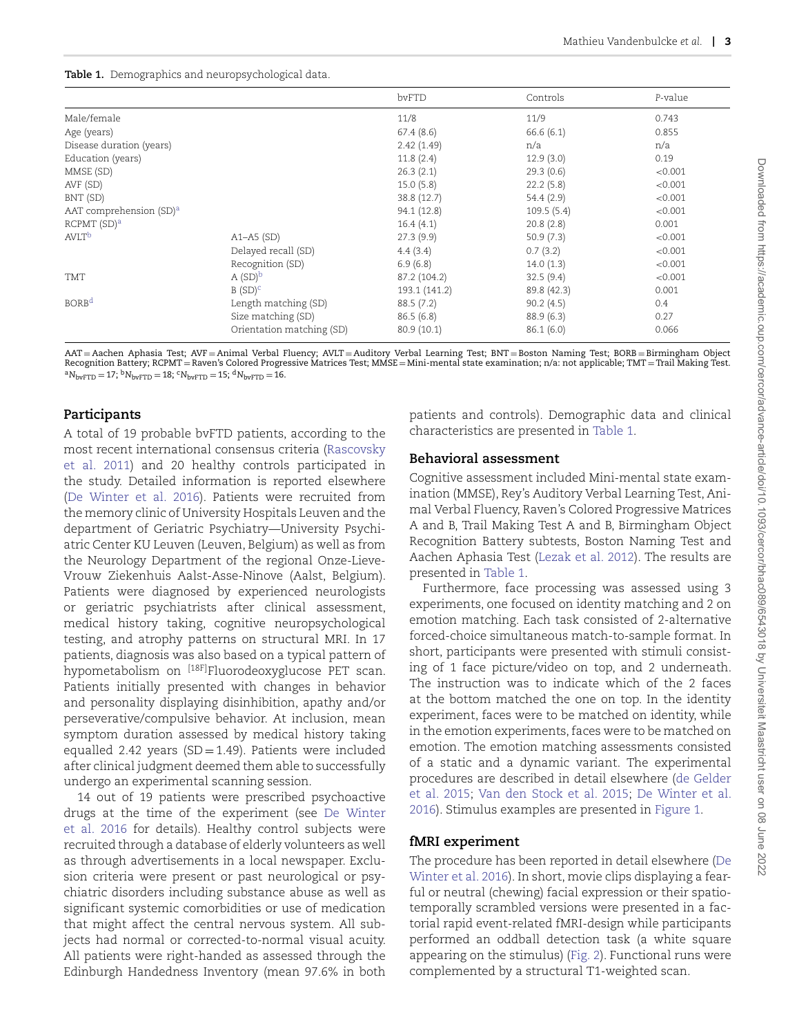**Table 1.** Demographics and neuropsychological data.

| | | bvFTD | Controls | *P*-value |
|---|---|---|---|---|
| Male/female | | 11/8 | 11/9 | 0.743 |
| Age (years) | | 67.4 (8.6) | 66.6 (6.1) | 0.855 |
| Disease duration (years) | | 2.42 (1.49) | n/a | n/a |
| Education (years) | | 11.8 (2.4) | 12.9 (3.0) | 0.19 |
| MMSE (SD) | | 26.3 (2.1) | 29.3 (0.6) | <0.001 |
| AVF (SD) | | 15.0 (5.8) | 22.2 (5.8) | <0.001 |
| BNT (SD) | | 38.8 (12.7) | 54.4 (2.9) | <0.001 |
| AAT comprehension (SD)[a] | | 94.1 (12.8) | 109.5 (5.4) | <0.001 |
| RCPMT (SD)[a] | | 16.4 (4.1) | 20.8 (2.8) | 0.001 |
| AVLT[b] | A1–A5 (SD) | 27.3 (9.9) | 50.9 (7.3) | <0.001 |
| | Delayed recall (SD) | 4.4 (3.4) | 0.7 (3.2) | <0.001 |
| | Recognition (SD) | 6.9 (6.8) | 14.0 (1.3) | <0.001 |
| TMT | A (SD)[b] | 87.2 (104.2) | 32.5 (9.4) | <0.001 |
| | B (SD)[c] | 193.1 (141.2) | 89.8 (42.3) | 0.001 |
| BORB[d] | Length matching (SD) | 88.5 (7.2) | 90.2 (4.5) | 0.4 |
| | Size matching (SD) | 86.5 (6.8) | 88.9 (6.3) | 0.27 |
| | Orientation matching (SD) | 80.9 (10.1) | 86.1 (6.0) | 0.066 |

AAT = Aachen Aphasia Test; AVF = Animal Verbal Fluency; AVLT = Auditory Verbal Learning Test; BNT = Boston Naming Test; BORB = Birmingham Object Recognition Battery; RCPMT = Raven's Colored Progressive Matrices Test; MMSE = Mini-mental state examination; n/a: not applicable; TMT = Trail Making Test.
[a]$N_{bvFTD} = 17$; [b]$N_{bvFTD} = 18$; [c]$N_{bvFTD} = 15$; [d]$N_{bvFTD} = 16$.

## Participants

A total of 19 probable bvFTD patients, according to the most recent international consensus criteria (Rascovsky et al. 2011) and 20 healthy controls participated in the study. Detailed information is reported elsewhere (De Winter et al. 2016). Patients were recruited from the memory clinic of University Hospitals Leuven and the department of Geriatric Psychiatry—University Psychiatric Center KU Leuven (Leuven, Belgium) as well as from the Neurology Department of the regional Onze-Lieve-Vrouw Ziekenhuis Aalst-Asse-Ninove (Aalst, Belgium). Patients were diagnosed by experienced neurologists or geriatric psychiatrists after clinical assessment, medical history taking, cognitive neuropsychological testing, and atrophy patterns on structural MRI. In 17 patients, diagnosis was also based on a typical pattern of hypometabolism on [18F]Fluorodeoxyglucose PET scan. Patients initially presented with changes in behavior and personality displaying disinhibition, apathy and/or perseverative/compulsive behavior. At inclusion, mean symptom duration assessed by medical history taking equalled 2.42 years (SD = 1.49). Patients were included after clinical judgment deemed them able to successfully undergo an experimental scanning session.

14 out of 19 patients were prescribed psychoactive drugs at the time of the experiment (see De Winter et al. 2016 for details). Healthy control subjects were recruited through a database of elderly volunteers as well as through advertisements in a local newspaper. Exclusion criteria were present or past neurological or psychiatric disorders including substance abuse as well as significant systemic comorbidities or use of medication that might affect the central nervous system. All subjects had normal or corrected-to-normal visual acuity. All patients were right-handed as assessed through the Edinburgh Handedness Inventory (mean 97.6% in both patients and controls). Demographic data and clinical characteristics are presented in Table 1.

## Behavioral assessment

Cognitive assessment included Mini-mental state examination (MMSE), Rey's Auditory Verbal Learning Test, Animal Verbal Fluency, Raven's Colored Progressive Matrices Test A and B, Trail Making Test A and B, Birmingham Object Recognition Battery subtests, Boston Naming Test and Aachen Aphasia Test (Lezak et al. 2012). The results are presented in Table 1.

Furthermore, face processing was assessed using 3 experiments, one focused on identity matching and 2 on emotion matching. Each task consisted of 2-alternative forced-choice simultaneous match-to-sample format. In short, participants were presented with stimuli consisting of 1 face picture/video on top, and 2 underneath. The instruction was to indicate which of the 2 faces at the bottom matched the one on top. In the identity experiment, faces were to be matched on identity, while in the emotion experiments, faces were to be matched on emotion. The emotion matching assessments consisted of a static and a dynamic variant. The experimental procedures are described in detail elsewhere (de Gelder et al. 2015; Van den Stock et al. 2015; De Winter et al. 2016). Stimulus examples are presented in Figure 1.

## fMRI experiment

The procedure has been reported in detail elsewhere (De Winter et al. 2016). In short, movie clips displaying a fearful or neutral (chewing) facial expression or their spatio-temporally scrambled versions were presented in a factorial rapid event-related fMRI-design while participants performed an oddball detection task (a white square appearing on the stimulus) (Fig. 2). Functional runs were complemented by a structural T1-weighted scan.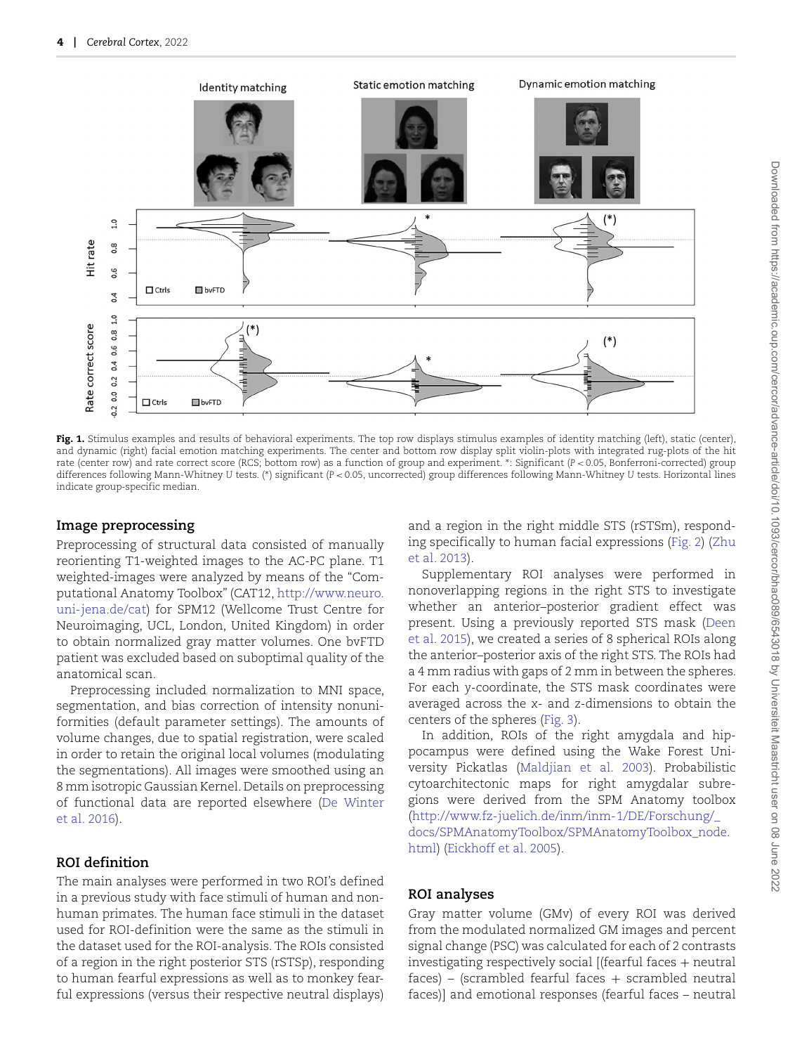Identity matching

Static emotion matching

Dynamic emotion matching

Hit rate

1.0
0.8
0.6
0.4

☐ Ctrls ▩ bvFTD

*

(*)

Rate correct score

1.0
0.8
0.6
0.4
0.2
0.0
-0.2

☐ Ctrls ▩ bvFTD

(*)

*

(*)

**Fig. 1.** Stimulus examples and results of behavioral experiments. The top row displays stimulus examples of identity matching (left), static (center), and dynamic (right) facial emotion matching experiments. The center and bottom row display split violin-plots with integrated rug-plots of the hit rate (center row) and rate correct score (RCS; bottom row) as a function of group and experiment. *: Significant ($P < 0.05$, Bonferroni-corrected) group differences following Mann-Whitney U tests. (*) significant ($P < 0.05$, uncorrected) group differences following Mann-Whitney U tests. Horizontal lines indicate group-specific median.

## Image preprocessing

Preprocessing of structural data consisted of manually reorienting T1-weighted images to the AC-PC plane. T1 weighted-images were analyzed by means of the "Computational Anatomy Toolbox" (CAT12, http://www.neuro.uni-jena.de/cat) for SPM12 (Wellcome Trust Centre for Neuroimaging, UCL, London, United Kingdom) in order to obtain normalized gray matter volumes. One bvFTD patient was excluded based on suboptimal quality of the anatomical scan.

Preprocessing included normalization to MNI space, segmentation, and bias correction of intensity nonuniformities (default parameter settings). The amounts of volume changes, due to spatial registration, were scaled in order to retain the original local volumes (modulating the segmentations). All images were smoothed using an 8 mm isotropic Gaussian Kernel. Details on preprocessing of functional data are reported elsewhere (De Winter et al. 2016).

## ROI definition

The main analyses were performed in two ROI's defined in a previous study with face stimuli of human and nonhuman primates. The human face stimuli in the dataset used for ROI-definition were the same as the stimuli in the dataset used for the ROI-analysis. The ROIs consisted of a region in the right posterior STS (rSTSp), responding to human fearful expressions as well as to monkey fearful expressions (versus their respective neutral displays) and a region in the right middle STS (rSTSm), responding specifically to human facial expressions (Fig. 2) (Zhu et al. 2013).

Supplementary ROI analyses were performed in nonoverlapping regions in the right STS to investigate whether an anterior–posterior gradient effect was present. Using a previously reported STS mask (Deen et al. 2015), we created a series of 8 spherical ROIs along the anterior–posterior axis of the right STS. The ROIs had a 4 mm radius with gaps of 2 mm in between the spheres. For each y-coordinate, the STS mask coordinates were averaged across the x- and z-dimensions to obtain the centers of the spheres (Fig. 3).

In addition, ROIs of the right amygdala and hippocampus were defined using the Wake Forest University Pickatlas (Maldjian et al. 2003). Probabilistic cytoarchitectonic maps for right amygdalar subregions were derived from the SPM Anatomy toolbox (http://www.fz-juelich.de/inm/inm-1/DE/Forschung/_docs/SPMAnatomyToolbox/SPMAnatomyToolbox_node.html) (Eickhoff et al. 2005).

## ROI analyses

Gray matter volume (GMv) of every ROI was derived from the modulated normalized GM images and percent signal change (PSC) was calculated for each of 2 contrasts investigating respectively social [(fearful faces + neutral faces) – (scrambled fearful faces + scrambled neutral faces)] and emotional responses (fearful faces – neutral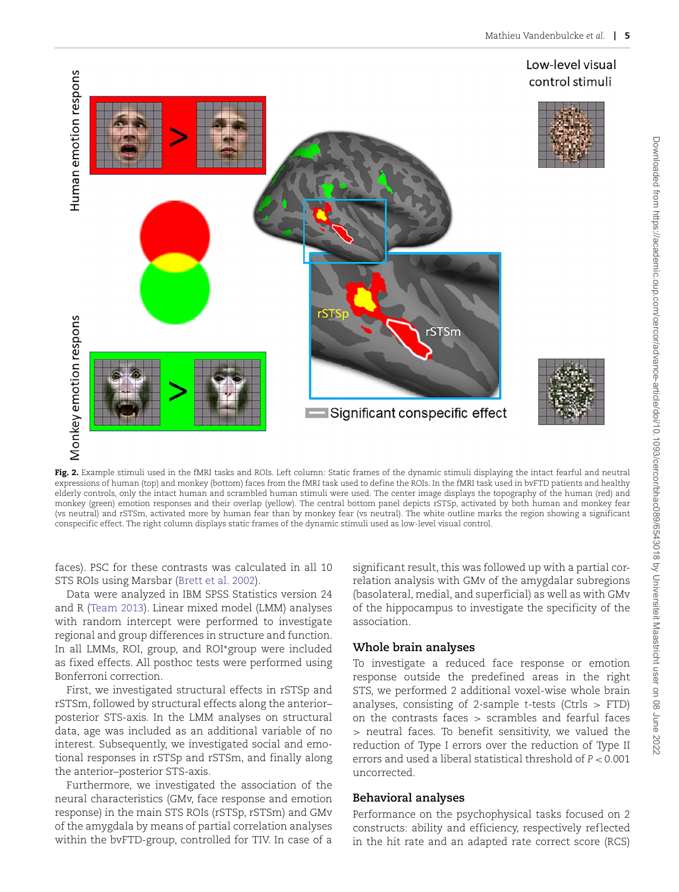Human emotion respons

Monkey emotion respons

Low-level visual control stimuli

rSTSp

rSTSm

Significant conspecific effect

**Fig. 2.** Example stimuli used in the fMRI tasks and ROIs. Left column: Static frames of the dynamic stimuli displaying the intact fearful and neutral expressions of human (top) and monkey (bottom) faces from the fMRI task used to define the ROIs. In the fMRI task used in bvFTD patients and healthy elderly controls, only the intact human and scrambled human stimuli were used. The center image displays the topography of the human (red) and monkey (green) emotion responses and their overlap (yellow). The central bottom panel depicts rSTSp, activated by both human and monkey fear (vs neutral) and rSTSm, activated more by human fear than by monkey fear (vs neutral). The white outline marks the region showing a significant conspecific effect. The right column displays static frames of the dynamic stimuli used as low-level visual control.

faces). PSC for these contrasts was calculated in all 10 STS ROIs using Marsbar (Brett et al. 2002).

Data were analyzed in IBM SPSS Statistics version 24 and R (Team 2013). Linear mixed model (LMM) analyses with random intercept were performed to investigate regional and group differences in structure and function. In all LMMs, ROI, group, and ROI*group were included as fixed effects. All posthoc tests were performed using Bonferroni correction.

First, we investigated structural effects in rSTSp and rSTSm, followed by structural effects along the anterior–posterior STS-axis. In the LMM analyses on structural data, age was included as an additional variable of no interest. Subsequently, we investigated social and emotional responses in rSTSp and rSTSm, and finally along the anterior–posterior STS-axis.

Furthermore, we investigated the association of the neural characteristics (GMv, face response and emotion response) in the main STS ROIs (rSTSp, rSTSm) and GMv of the amygdala by means of partial correlation analyses within the bvFTD-group, controlled for TIV. In case of a significant result, this was followed up with a partial correlation analysis with GMv of the amygdalar subregions (basolateral, medial, and superficial) as well as with GMv of the hippocampus to investigate the specificity of the association.

### Whole brain analyses

To investigate a reduced face response or emotion response outside the predefined areas in the right STS, we performed 2 additional voxel-wise whole brain analyses, consisting of 2-sample t-tests (Ctrls > FTD) on the contrasts faces > scrambles and fearful faces > neutral faces. To benefit sensitivity, we valued the reduction of Type I errors over the reduction of Type II errors and used a liberal statistical threshold of $P < 0.001$ uncorrected.

### Behavioral analyses

Performance on the psychophysical tasks focused on 2 constructs: ability and efficiency, respectively reflected in the hit rate and an adapted rate correct score (RCS)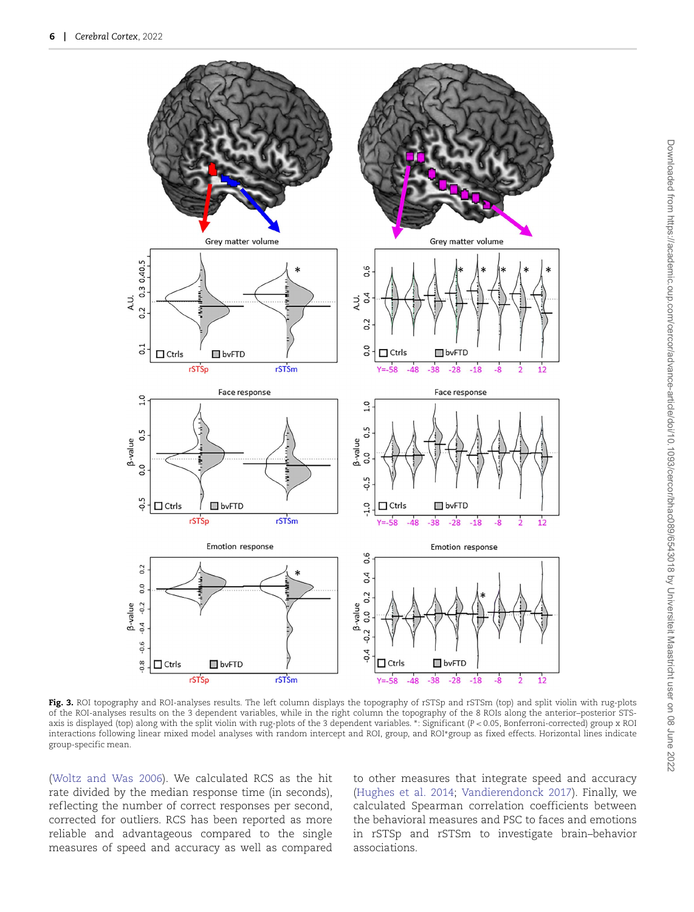Grey matter volume

A.U.

0.1 0.2 0.3 0.40.5

Ctrls bvFTD

rSTSp rSTSm

*

Grey matter volume

A.U.

0.0 0.2 0.4 0.6

Ctrls bvFTD

Y=-58 -48 -38 -28 -18 -8 2 12

* * * * *

Face response

β-value

-0.5 0.0 0.5 1.0

Ctrls bvFTD

rSTSp rSTSm

Face response

β-value

-1.0 -0.5 0.0 0.5 1.0

Ctrls bvFTD

Y=-58 -48 -38 -28 -18 -8 2 12

Emotion response

β-value

-0.8 -0.6 -0.4 -0.2 0.0 0.2

Ctrls bvFTD

rSTSp rSTSm

*

Emotion response

β-value

-0.4 -0.2 0.0 0.2 0.4 0.6

Ctrls bvFTD

Y=-58 -48 -38 -28 -18 -8 2 12

*

**Fig. 3.** ROI topography and ROI-analyses results. The left column displays the topography of rSTSp and rSTSm (top) and split violin with rug-plots of the ROI-analyses results on the 3 dependent variables, while in the right column the topography of the 8 ROIs along the anterior–posterior STS-axis is displayed (top) along with the split violin with rug-plots of the 3 dependent variables. *: Significant ($P < 0.05$, Bonferroni-corrected) group x ROI interactions following linear mixed model analyses with random intercept and ROI, group, and ROI*group as fixed effects. Horizontal lines indicate group-specific mean.

(Woltz and Was 2006). We calculated RCS as the hit rate divided by the median response time (in seconds), reflecting the number of correct responses per second, corrected for outliers. RCS has been reported as more reliable and advantageous compared to the single measures of speed and accuracy as well as compared to other measures that integrate speed and accuracy (Hughes et al. 2014; Vandierendonck 2017). Finally, we calculated Spearman correlation coefficients between the behavioral measures and PSC to faces and emotions in rSTSp and rSTSm to investigate brain–behavior associations.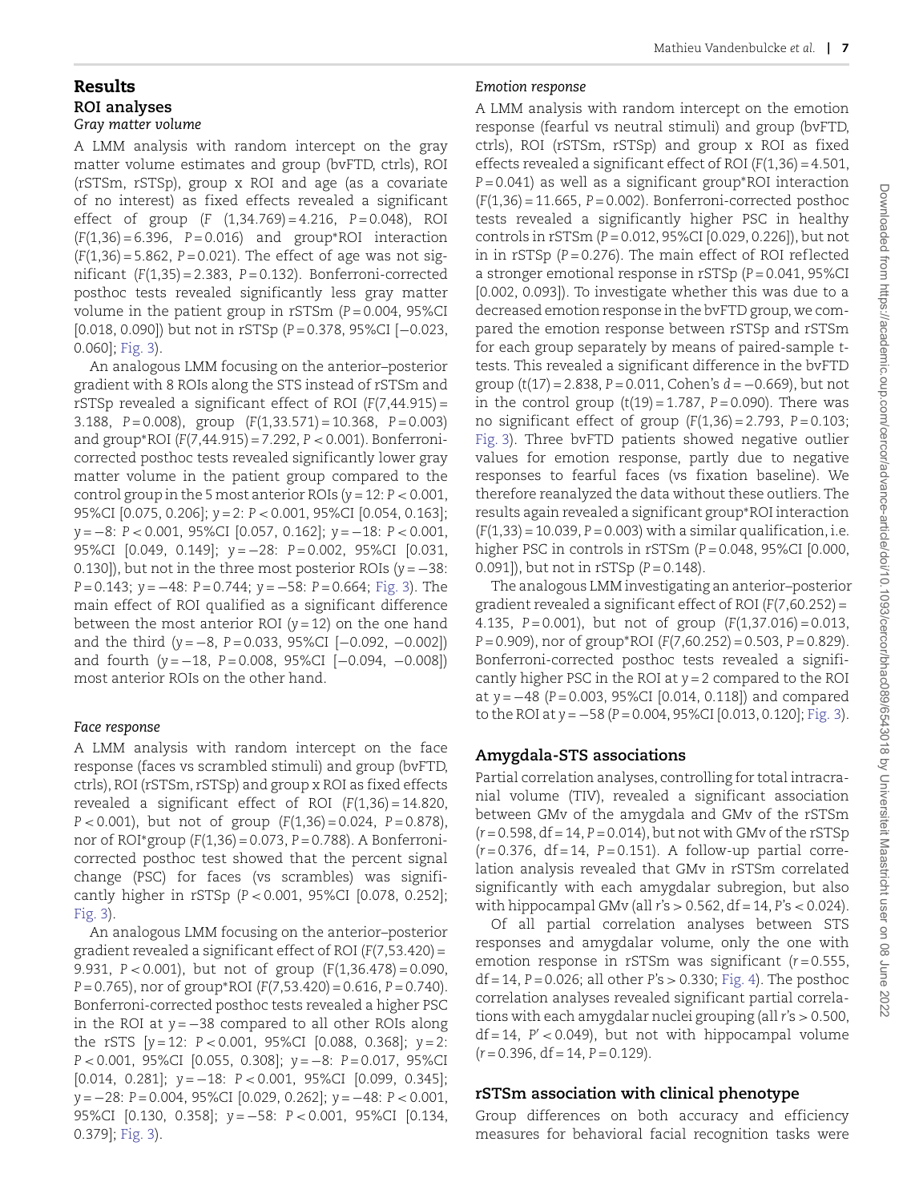# Results

## ROI analyses

### *Gray matter volume*

A LMM analysis with random intercept on the gray matter volume estimates and group (bvFTD, ctrls), ROI (rSTSm, rSTSp), group x ROI and age (as a covariate of no interest) as fixed effects revealed a significant effect of group ($F(1,34.769) = 4.216$, $P = 0.048$), ROI ($F(1,36) = 6.396$, $P = 0.016$) and group*ROI interaction ($F(1,36) = 5.862$, $P = 0.021$). The effect of age was not significant ($F(1,35) = 2.383$, $P = 0.132$). Bonferroni-corrected posthoc tests revealed significantly less gray matter volume in the patient group in rSTSm ($P = 0.004$, 95%CI [0.018, 0.090]) but not in rSTSp ($P = 0.378$, 95%CI [−0.023, 0.060]; Fig. 3).

An analogous LMM focusing on the anterior–posterior gradient with 8 ROIs along the STS instead of rSTSm and rSTSp revealed a significant effect of ROI ($F(7,44.915) = 3.188$, $P = 0.008$), group ($F(1,33.571) = 10.368$, $P = 0.003$) and group*ROI ($F(7,44.915) = 7.292$, $P < 0.001$). Bonferroni-corrected posthoc tests revealed significantly lower gray matter volume in the patient group compared to the control group in the 5 most anterior ROIs ($y = 12$: $P < 0.001$, 95%CI [0.075, 0.206]; $y = 2$: $P < 0.001$, 95%CI [0.054, 0.163]; $y = -8$: $P < 0.001$, 95%CI [0.057, 0.162]; $y = -18$: $P < 0.001$, 95%CI [0.049, 0.149]; $y = -28$: $P = 0.002$, 95%CI [0.031, 0.130]), but not in the three most posterior ROIs ($y = -38$: $P = 0.143$; $y = -48$: $P = 0.744$; $y = -58$: $P = 0.664$; Fig. 3). The main effect of ROI qualified as a significant difference between the most anterior ROI ($y = 12$) on the one hand and the third ($y = -8$, $P = 0.033$, 95%CI [−0.092, −0.002]) and fourth ($y = -18$, $P = 0.008$, 95%CI [−0.094, −0.008]) most anterior ROIs on the other hand.

### *Face response*

A LMM analysis with random intercept on the face response (faces vs scrambled stimuli) and group (bvFTD, ctrls), ROI (rSTSm, rSTSp) and group x ROI as fixed effects revealed a significant effect of ROI ($F(1,36) = 14.820$, $P < 0.001$), but not of group ($F(1,36) = 0.024$, $P = 0.878$), nor of ROI*group ($F(1,36) = 0.073$, $P = 0.788$). A Bonferroni-corrected posthoc test showed that the percent signal change (PSC) for faces (vs scrambles) was significantly higher in rSTSp ($P < 0.001$, 95%CI [0.078, 0.252]; Fig. 3).

An analogous LMM focusing on the anterior–posterior gradient revealed a significant effect of ROI ($F(7,53.420) = 9.931$, $P < 0.001$), but not of group ($F(1,36.478) = 0.090$, $P = 0.765$), nor of group*ROI ($F(7,53.420) = 0.616$, $P = 0.740$). Bonferroni-corrected posthoc tests revealed a higher PSC in the ROI at $y = -38$ compared to all other ROIs along the rSTS [$y = 12$: $P < 0.001$, 95%CI [0.088, 0.368]; $y = 2$: $P < 0.001$, 95%CI [0.055, 0.308]; $y = -8$: $P = 0.017$, 95%CI [0.014, 0.281]; $y = -18$: $P < 0.001$, 95%CI [0.099, 0.345]; $y = -28$: $P = 0.004$, 95%CI [0.029, 0.262]; $y = -48$: $P < 0.001$, 95%CI [0.130, 0.358]; $y = -58$: $P < 0.001$, 95%CI [0.134, 0.379]; Fig. 3).

### *Emotion response*

A LMM analysis with random intercept on the emotion response (fearful vs neutral stimuli) and group (bvFTD, ctrls), ROI (rSTSm, rSTSp) and group x ROI as fixed effects revealed a significant effect of ROI ($F(1,36) = 4.501$, $P = 0.041$) as well as a significant group*ROI interaction ($F(1,36) = 11.665$, $P = 0.002$). Bonferroni-corrected posthoc tests revealed a significantly higher PSC in healthy controls in rSTSm ($P = 0.012$, 95%CI [0.029, 0.226]), but not in in rSTSp ($P = 0.276$). The main effect of ROI reflected a stronger emotional response in rSTSp ($P = 0.041$, 95%CI [0.002, 0.093]). To investigate whether this was due to a decreased emotion response in the bvFTD group, we compared the emotion response between rSTSp and rSTSm for each group separately by means of paired-sample *t*-tests. This revealed a significant difference in the bvFTD group ($t(17) = 2.838$, $P = 0.011$, Cohen's $d = -0.669$), but not in the control group ($t(19) = 1.787$, $P = 0.090$). There was no significant effect of group ($F(1,36) = 2.793$, $P = 0.103$; Fig. 3). Three bvFTD patients showed negative outlier values for emotion response, partly due to negative responses to fearful faces (vs fixation baseline). We therefore reanalyzed the data without these outliers. The results again revealed a significant group*ROI interaction ($F(1,33) = 10.039$, $P = 0.003$) with a similar qualification, i.e. higher PSC in controls in rSTSm ($P = 0.048$, 95%CI [0.000, 0.091]), but not in rSTSp ($P = 0.148$).

The analogous LMM investigating an anterior–posterior gradient revealed a significant effect of ROI ($F(7,60.252) = 4.135$, $P = 0.001$), but not of group ($F(1,37.016) = 0.013$, $P = 0.909$), nor of group*ROI ($F(7,60.252) = 0.503$, $P = 0.829$). Bonferroni-corrected posthoc tests revealed a significantly higher PSC in the ROI at $y = 2$ compared to the ROI at $y = -48$ ($P = 0.003$, 95%CI [0.014, 0.118]) and compared to the ROI at $y = -58$ ($P = 0.004$, 95%CI [0.013, 0.120]; Fig. 3).

## Amygdala-STS associations

Partial correlation analyses, controlling for total intracranial volume (TIV), revealed a significant association between GMv of the amygdala and GMv of the rSTSm ($r = 0.598$, df = 14, $P = 0.014$), but not with GMv of the rSTSp ($r = 0.376$, df = 14, $P = 0.151$). A follow-up partial correlation analysis revealed that GMv in rSTSm correlated significantly with each amygdalar subregion, but also with hippocampal GMv (all $r$'s > 0.562, df = 14, $P$'s < 0.024).

Of all partial correlation analyses between STS responses and amygdalar volume, only the one with emotion response in rSTSm was significant ($r = 0.555$, df = 14, $P = 0.026$; all other $P$'s > 0.330; Fig. 4). The posthoc correlation analyses revealed significant partial correlations with each amygdalar nuclei grouping (all $r$'s > 0.500, df = 14, $P' < 0.049$), but not with hippocampal volume ($r = 0.396$, df = 14, $P = 0.129$).

## rSTSm association with clinical phenotype

Group differences on both accuracy and efficiency measures for behavioral facial recognition tasks were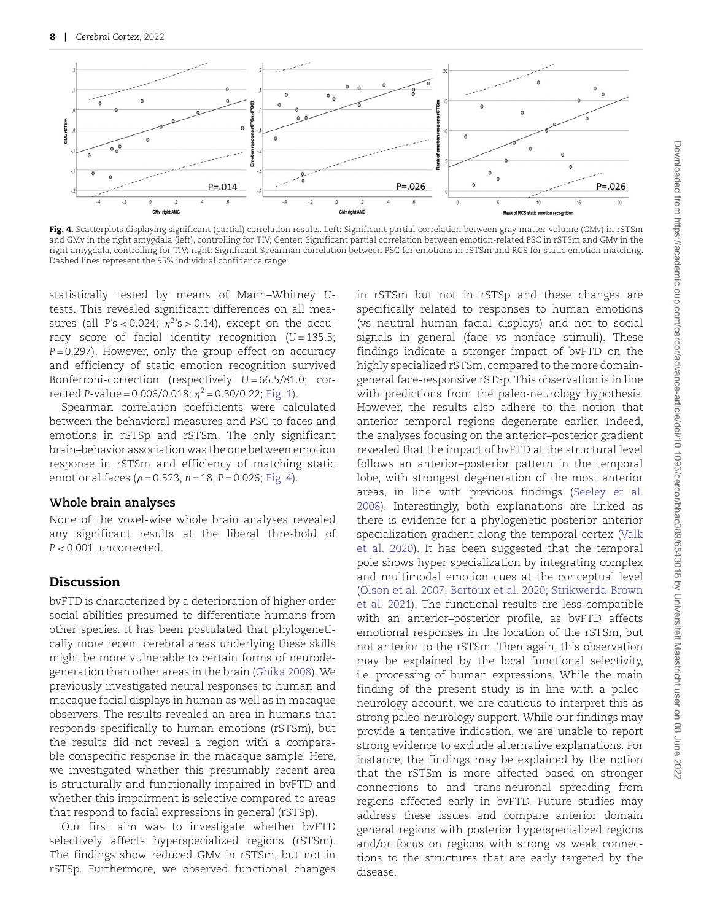GMv rSTSm

GMv right AMG

P=.014

Emotion response rSTSm (PSC)

GMv right AMG

P=.026

Rank of emotion response rSTSm

Rank of RCS static emotion recognition

P=.026

**Fig. 4.** Scatterplots displaying significant (partial) correlation results. Left: Significant partial correlation between gray matter volume (GMv) in rSTSm and GMv in the right amygdala (left), controlling for TIV; Center: Significant partial correlation between emotion-related PSC in rSTSm and GMv in the right amygdala, controlling for TIV; right: Significant Spearman correlation between PSC for emotions in rSTSm and RCS for static emotion matching. Dashed lines represent the 95% individual confidence range.

statistically tested by means of Mann–Whitney *U*-tests. This revealed significant differences on all measures (all *P*'s $< 0.024$; $\eta^2$'s $> 0.14$), except on the accuracy score of facial identity recognition ($U = 135.5$; $P = 0.297$). However, only the group effect on accuracy and efficiency of static emotion recognition survived Bonferroni-correction (respectively $U = 66.5/81.0$; corrected *P*-value $= 0.006/0.018$; $\eta^2 = 0.30/0.22$; Fig. 1).

Spearman correlation coefficients were calculated between the behavioral measures and PSC to faces and emotions in rSTSp and rSTSm. The only significant brain–behavior association was the one between emotion response in rSTSm and efficiency of matching static emotional faces ($\rho = 0.523$, $n = 18$, $P = 0.026$; Fig. 4).

### Whole brain analyses

None of the voxel-wise whole brain analyses revealed any significant results at the liberal threshold of $P < 0.001$, uncorrected.

## Discussion

bvFTD is characterized by a deterioration of higher order social abilities presumed to differentiate humans from other species. It has been postulated that phylogenetically more recent cerebral areas underlying these skills might be more vulnerable to certain forms of neurodegeneration than other areas in the brain (Ghika 2008). We previously investigated neural responses to human and macaque facial displays in human as well as in macaque observers. The results revealed an area in humans that responds specifically to human emotions (rSTSm), but the results did not reveal a region with a comparable conspecific response in the macaque sample. Here, we investigated whether this presumably recent area is structurally and functionally impaired in bvFTD and whether this impairment is selective compared to areas that respond to facial expressions in general (rSTSp).

Our first aim was to investigate whether bvFTD selectively affects hyperspecialized regions (rSTSm). The findings show reduced GMv in rSTSm, but not in rSTSp. Furthermore, we observed functional changes in rSTSm but not in rSTSp and these changes are specifically related to responses to human emotions (vs neutral human facial displays) and not to social signals in general (face vs nonface stimuli). These findings indicate a stronger impact of bvFTD on the highly specialized rSTSm, compared to the more domain-general face-responsive rSTSp. This observation is in line with predictions from the paleo-neurology hypothesis. However, the results also adhere to the notion that anterior temporal regions degenerate earlier. Indeed, the analyses focusing on the anterior–posterior gradient revealed that the impact of bvFTD at the structural level follows an anterior–posterior pattern in the temporal lobe, with strongest degeneration of the most anterior areas, in line with previous findings (Seeley et al. 2008). Interestingly, both explanations are linked as there is evidence for a phylogenetic posterior–anterior specialization gradient along the temporal cortex (Valk et al. 2020). It has been suggested that the temporal pole shows hyper specialization by integrating complex and multimodal emotion cues at the conceptual level (Olson et al. 2007; Bertoux et al. 2020; Strikwerda-Brown et al. 2021). The functional results are less compatible with an anterior–posterior profile, as bvFTD affects emotional responses in the location of the rSTSm, but not anterior to the rSTSm. Then again, this observation may be explained by the local functional selectivity, i.e. processing of human expressions. While the main finding of the present study is in line with a paleo-neurology account, we are cautious to interpret this as strong paleo-neurology support. While our findings may provide a tentative indication, we are unable to report strong evidence to exclude alternative explanations. For instance, the findings may be explained by the notion that the rSTSm is more affected based on stronger connections to and trans-neuronal spreading from regions affected early in bvFTD. Future studies may address these issues and compare anterior domain general regions with posterior hyperspecialized regions and/or focus on regions with strong vs weak connections to the structures that are early targeted by the disease.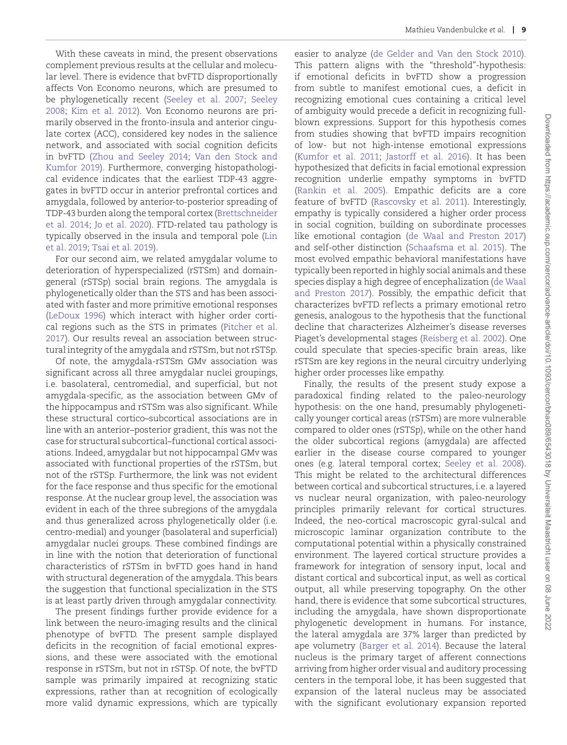With these caveats in mind, the present observations complement previous results at the cellular and molecular level. There is evidence that bvFTD disproportionally affects Von Economo neurons, which are presumed to be phylogenetically recent (Seeley et al. 2007; Seeley 2008; Kim et al. 2012). Von Economo neurons are primarily observed in the fronto-insula and anterior cingulate cortex (ACC), considered key nodes in the salience network, and associated with social cognition deficits in bvFTD (Zhou and Seeley 2014; Van den Stock and Kumfor 2019). Furthermore, converging histopathological evidence indicates that the earliest TDP-43 aggregates in bvFTD occur in anterior prefrontal cortices and amygdala, followed by anterior-to-posterior spreading of TDP-43 burden along the temporal cortex (Brettschneider et al. 2014; Jo et al. 2020). FTD-related tau pathology is typically observed in the insula and temporal pole (Lin et al. 2019; Tsai et al. 2019).

For our second aim, we related amygdalar volume to deterioration of hyperspecialized (rSTSm) and domain-general (rSTSp) social brain regions. The amygdala is phylogenetically older than the STS and has been associated with faster and more primitive emotional responses (LeDoux 1996) which interact with higher order cortical regions such as the STS in primates (Pitcher et al. 2017). Our results reveal an association between structural integrity of the amygdala and rSTSm, but not rSTSp.

Of note, the amygdala-rSTSm GMv association was significant across all three amygdalar nuclei groupings, i.e. basolateral, centromedial, and superficial, but not amygdala-specific, as the association between GMv of the hippocampus and rSTSm was also significant. While these structural cortico–subcortical associations are in line with an anterior–posterior gradient, this was not the case for structural subcortical–functional cortical associations. Indeed, amygdalar but not hippocampal GMv was associated with functional properties of the rSTSm, but not of the rSTSp. Furthermore, the link was not evident for the face response and thus specific for the emotional response. At the nuclear group level, the association was evident in each of the three subregions of the amygdala and thus generalized across phylogenetically older (i.e. centro-medial) and younger (basolateral and superficial) amygdalar nuclei groups. These combined findings are in line with the notion that deterioration of functional characteristics of rSTSm in bvFTD goes hand in hand with structural degeneration of the amygdala. This bears the suggestion that functional specialization in the STS is at least partly driven through amygdalar connectivity.

The present findings further provide evidence for a link between the neuro-imaging results and the clinical phenotype of bvFTD. The present sample displayed deficits in the recognition of facial emotional expressions, and these were associated with the emotional response in rSTSm, but not in rSTSp. Of note, the bvFTD sample was primarily impaired at recognizing static expressions, rather than at recognition of ecologically more valid dynamic expressions, which are typically easier to analyze (de Gelder and Van den Stock 2010). This pattern aligns with the "threshold"-hypothesis: if emotional deficits in bvFTD show a progression from subtle to manifest emotional cues, a deficit in recognizing emotional cues containing a critical level of ambiguity would precede a deficit in recognizing full-blown expressions. Support for this hypothesis comes from studies showing that bvFTD impairs recognition of low- but not high-intense emotional expressions (Kumfor et al. 2011; Jastorff et al. 2016). It has been hypothesized that deficits in facial emotional expression recognition underlie empathy symptoms in bvFTD (Rankin et al. 2005). Empathic deficits are a core feature of bvFTD (Rascovsky et al. 2011). Interestingly, empathy is typically considered a higher order process in social cognition, building on subordinate processes like emotional contagion (de Waal and Preston 2017) and self-other distinction (Schaafsma et al. 2015). The most evolved empathic behavioral manifestations have typically been reported in highly social animals and these species display a high degree of encephalization (de Waal and Preston 2017). Possibly, the empathic deficit that characterizes bvFTD reflects a primary emotional retro genesis, analogous to the hypothesis that the functional decline that characterizes Alzheimer's disease reverses Piaget's developmental stages (Reisberg et al. 2002). One could speculate that species-specific brain areas, like rSTSm are key regions in the neural circuitry underlying higher order processes like empathy.

Finally, the results of the present study expose a paradoxical finding related to the paleo-neurology hypothesis: on the one hand, presumably phylogenetically younger cortical areas (rSTSm) are more vulnerable compared to older ones (rSTSp), while on the other hand the older subcortical regions (amygdala) are affected earlier in the disease course compared to younger ones (e.g. lateral temporal cortex; Seeley et al. 2008). This might be related to the architectural differences between cortical and subcortical structures, i.e. a layered vs nuclear neural organization, with paleo-neurology principles primarily relevant for cortical structures. Indeed, the neo-cortical macroscopic gyral-sulcal and microscopic laminar organization contribute to the computational potential within a physically constrained environment. The layered cortical structure provides a framework for integration of sensory input, local and distant cortical and subcortical input, as well as cortical output, all while preserving topography. On the other hand, there is evidence that some subcortical structures, including the amygdala, have shown disproportionate phylogenetic development in humans. For instance, the lateral amygdala are 37% larger than predicted by ape volumetry (Barger et al. 2014). Because the lateral nucleus is the primary target of afferent connections arriving from higher order visual and auditory processing centers in the temporal lobe, it has been suggested that expansion of the lateral nucleus may be associated with the significant evolutionary expansion reported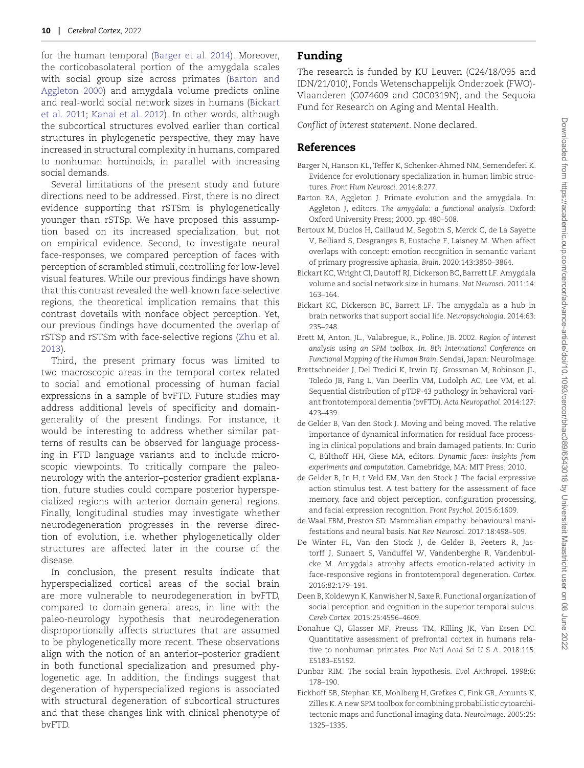for the human temporal (Barger et al. 2014). Moreover, the corticobasolateral portion of the amygdala scales with social group size across primates (Barton and Aggleton 2000) and amygdala volume predicts online and real-world social network sizes in humans (Bickart et al. 2011; Kanai et al. 2012). In other words, although the subcortical structures evolved earlier than cortical structures in phylogenetic perspective, they may have increased in structural complexity in humans, compared to nonhuman hominoids, in parallel with increasing social demands.

Several limitations of the present study and future directions need to be addressed. First, there is no direct evidence supporting that rSTSm is phylogenetically younger than rSTSp. We have proposed this assumption based on its increased specialization, but not on empirical evidence. Second, to investigate neural face-responses, we compared perception of faces with perception of scrambled stimuli, controlling for low-level visual features. While our previous findings have shown that this contrast revealed the well-known face-selective regions, the theoretical implication remains that this contrast dovetails with nonface object perception. Yet, our previous findings have documented the overlap of rSTSp and rSTSm with face-selective regions (Zhu et al. 2013).

Third, the present primary focus was limited to two macroscopic areas in the temporal cortex related to social and emotional processing of human facial expressions in a sample of bvFTD. Future studies may address additional levels of specificity and domain-generality of the present findings. For instance, it would be interesting to address whether similar patterns of results can be observed for language processing in FTD language variants and to include microscopic viewpoints. To critically compare the paleo-neurology with the anterior–posterior gradient explanation, future studies could compare posterior hyperspecialized regions with anterior domain-general regions. Finally, longitudinal studies may investigate whether neurodegeneration progresses in the reverse direction of evolution, i.e. whether phylogenetically older structures are affected later in the course of the disease.

In conclusion, the present results indicate that hyperspecialized cortical areas of the social brain are more vulnerable to neurodegeneration in bvFTD, compared to domain-general areas, in line with the paleo-neurology hypothesis that neurodegeneration disproportionally affects structures that are assumed to be phylogenetically more recent. These observations align with the notion of an anterior–posterior gradient in both functional specialization and presumed phylogenetic age. In addition, the findings suggest that degeneration of hyperspecialized regions is associated with structural degeneration of subcortical structures and that these changes link with clinical phenotype of bvFTD.

## Funding

The research is funded by KU Leuven (C24/18/095 and IDN/21/010), Fonds Wetenschappelijk Onderzoek (FWO)-Vlaanderen (G074609 and G0C0319N), and the Sequoia Fund for Research on Aging and Mental Health.

*Conflict of interest statement*. None declared.

## References

Barger N, Hanson KL, Teffer K, Schenker-Ahmed NM, Semendeferi K. Evidence for evolutionary specialization in human limbic structures. *Front Hum Neurosci*. 2014:8:277.

Barton RA, Aggleton J. Primate evolution and the amygdala. In: Aggleton J, editors. *The amygdala: a functional analysis*. Oxford: Oxford University Press; 2000. pp. 480–508.

Bertoux M, Duclos H, Caillaud M, Segobin S, Merck C, de La Sayette V, Belliard S, Desgranges B, Eustache F, Laisney M. When affect overlaps with concept: emotion recognition in semantic variant of primary progressive aphasia. *Brain*. 2020:143:3850–3864.

Bickart KC, Wright CI, Dautoff RJ, Dickerson BC, Barrett LF. Amygdala volume and social network size in humans. *Nat Neurosci*. 2011:14: 163–164.

Bickart KC, Dickerson BC, Barrett LF. The amygdala as a hub in brain networks that support social life. *Neuropsychologia*. 2014:63: 235–248.

Brett M, Anton, JL., Valabregue, R., Poline, JB. 2002. *Region of interest analysis using an SPM toolbox. In. 8th International Conference on Functional Mapping of the Human Brain*. Sendai, Japan: NeuroImage.

Brettschneider J, Del Tredici K, Irwin DJ, Grossman M, Robinson JL, Toledo JB, Fang L, Van Deerlin VM, Ludolph AC, Lee VM, et al. Sequential distribution of pTDP-43 pathology in behavioral variant frontotemporal dementia (bvFTD). *Acta Neuropathol*. 2014:127: 423–439.

de Gelder B, Van den Stock J. Moving and being moved. The relative importance of dynamical information for residual face processing in clinical populations and brain damaged patients. In: Curio C, Bülthoff HH, Giese MA, editors. *Dynamic faces: insights from experiments and computation*. Camebridge, MA: MIT Press; 2010.

de Gelder B, In H, t Veld EM, Van den Stock J. The facial expressive action stimulus test. A test battery for the assessment of face memory, face and object perception, configuration processing, and facial expression recognition. *Front Psychol*. 2015:6:1609.

de Waal FBM, Preston SD. Mammalian empathy: behavioural manifestations and neural basis. *Nat Rev Neurosci*. 2017:18:498–509.

De Winter FL, Van den Stock J, de Gelder B, Peeters R, Jastorff J, Sunaert S, Vanduffel W, Vandenberghe R, Vandenbulcke M. Amygdala atrophy affects emotion-related activity in face-responsive regions in frontotemporal degeneration. *Cortex*. 2016:82:179–191.

Deen B, Koldewyn K, Kanwisher N, Saxe R. Functional organization of social perception and cognition in the superior temporal sulcus. *Cereb Cortex*. 2015:25:4596–4609.

Donahue CJ, Glasser MF, Preuss TM, Rilling JK, Van Essen DC. Quantitative assessment of prefrontal cortex in humans relative to nonhuman primates. *Proc Natl Acad Sci U S A*. 2018:115: E5183–E5192.

Dunbar RIM. The social brain hypothesis. *Evol Anthropol*. 1998:6: 178–190.

Eickhoff SB, Stephan KE, Mohlberg H, Grefkes C, Fink GR, Amunts K, Zilles K. A new SPM toolbox for combining probabilistic cytoarchitectonic maps and functional imaging data. *NeuroImage*. 2005:25: 1325–1335.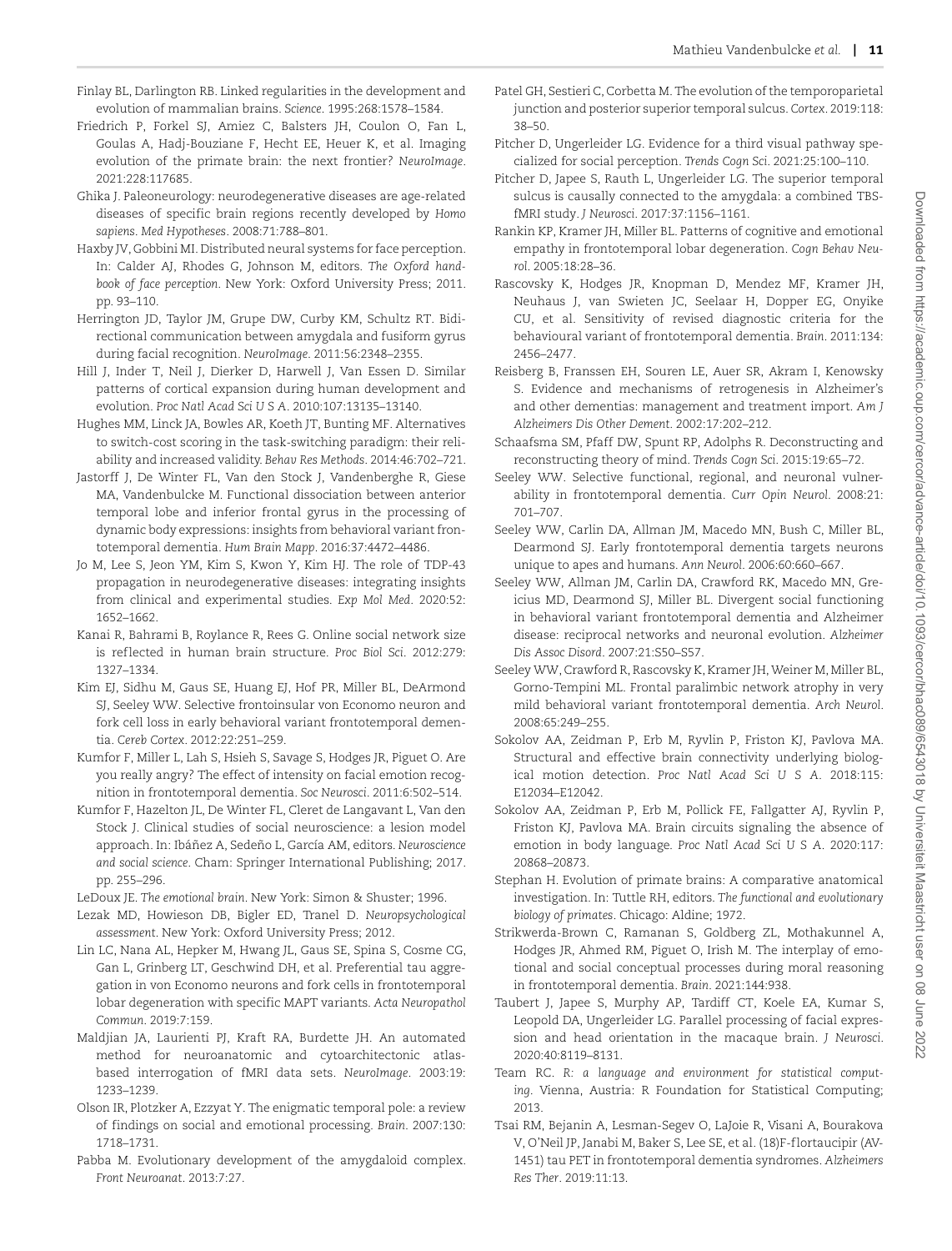Finlay BL, Darlington RB. Linked regularities in the development and evolution of mammalian brains. *Science*. 1995:268:1578–1584.

Friedrich P, Forkel SJ, Amiez C, Balsters JH, Coulon O, Fan L, Goulas A, Hadj-Bouziane F, Hecht EE, Heuer K, et al. Imaging evolution of the primate brain: the next frontier? *NeuroImage*. 2021:228:117685.

Ghika J. Paleoneurology: neurodegenerative diseases are age-related diseases of specific brain regions recently developed by *Homo sapiens*. *Med Hypotheses*. 2008:71:788–801.

Haxby JV, Gobbini MI. Distributed neural systems for face perception. In: Calder AJ, Rhodes G, Johnson M, editors. *The Oxford handbook of face perception*. New York: Oxford University Press; 2011. pp. 93–110.

Herrington JD, Taylor JM, Grupe DW, Curby KM, Schultz RT. Bidirectional communication between amygdala and fusiform gyrus during facial recognition. *NeuroImage*. 2011:56:2348–2355.

Hill J, Inder T, Neil J, Dierker D, Harwell J, Van Essen D. Similar patterns of cortical expansion during human development and evolution. *Proc Natl Acad Sci U S A*. 2010:107:13135–13140.

Hughes MM, Linck JA, Bowles AR, Koeth JT, Bunting MF. Alternatives to switch-cost scoring in the task-switching paradigm: their reliability and increased validity. *Behav Res Methods*. 2014:46:702–721.

Jastorff J, De Winter FL, Van den Stock J, Vandenberghe R, Giese MA, Vandenbulcke M. Functional dissociation between anterior temporal lobe and inferior frontal gyrus in the processing of dynamic body expressions: insights from behavioral variant frontotemporal dementia. *Hum Brain Mapp*. 2016:37:4472–4486.

Jo M, Lee S, Jeon YM, Kim S, Kwon Y, Kim HJ. The role of TDP-43 propagation in neurodegenerative diseases: integrating insights from clinical and experimental studies. *Exp Mol Med*. 2020:52: 1652–1662.

Kanai R, Bahrami B, Roylance R, Rees G. Online social network size is reflected in human brain structure. *Proc Biol Sci*. 2012:279: 1327–1334.

Kim EJ, Sidhu M, Gaus SE, Huang EJ, Hof PR, Miller BL, DeArmond SJ, Seeley WW. Selective frontoinsular von Economo neuron and fork cell loss in early behavioral variant frontotemporal dementia. *Cereb Cortex*. 2012:22:251–259.

Kumfor F, Miller L, Lah S, Hsieh S, Savage S, Hodges JR, Piguet O. Are you really angry? The effect of intensity on facial emotion recognition in frontotemporal dementia. *Soc Neurosci*. 2011:6:502–514.

Kumfor F, Hazelton JL, De Winter FL, Cleret de Langavant L, Van den Stock J. Clinical studies of social neuroscience: a lesion model approach. In: Ibáñez A, Sedeño L, García AM, editors. *Neuroscience and social science*. Cham: Springer International Publishing; 2017. pp. 255–296.

LeDoux JE. *The emotional brain*. New York: Simon & Shuster; 1996.

Lezak MD, Howieson DB, Bigler ED, Tranel D. *Neuropsychological assessment*. New York: Oxford University Press; 2012.

Lin LC, Nana AL, Hepker M, Hwang JL, Gaus SE, Spina S, Cosme CG, Gan L, Grinberg LT, Geschwind DH, et al. Preferential tau aggregation in von Economo neurons and fork cells in frontotemporal lobar degeneration with specific MAPT variants. *Acta Neuropathol Commun*. 2019:7:159.

Maldjian JA, Laurienti PJ, Kraft RA, Burdette JH. An automated method for neuroanatomic and cytoarchitectonic atlas-based interrogation of fMRI data sets. *NeuroImage*. 2003:19: 1233–1239.

Olson IR, Plotzker A, Ezzyat Y. The enigmatic temporal pole: a review of findings on social and emotional processing. *Brain*. 2007:130: 1718–1731.

Pabba M. Evolutionary development of the amygdaloid complex. *Front Neuroanat*. 2013:7:27.

Patel GH, Sestieri C, Corbetta M. The evolution of the temporoparietal junction and posterior superior temporal sulcus. *Cortex*. 2019:118: 38–50.

Pitcher D, Ungerleider LG. Evidence for a third visual pathway specialized for social perception. *Trends Cogn Sci*. 2021:25:100–110.

Pitcher D, Japee S, Rauth L, Ungerleider LG. The superior temporal sulcus is causally connected to the amygdala: a combined TBS-fMRI study. *J Neurosci*. 2017:37:1156–1161.

Rankin KP, Kramer JH, Miller BL. Patterns of cognitive and emotional empathy in frontotemporal lobar degeneration. *Cogn Behav Neurol*. 2005:18:28–36.

Rascovsky K, Hodges JR, Knopman D, Mendez MF, Kramer JH, Neuhaus J, van Swieten JC, Seelaar H, Dopper EG, Onyike CU, et al. Sensitivity of revised diagnostic criteria for the behavioural variant of frontotemporal dementia. *Brain*. 2011:134: 2456–2477.

Reisberg B, Franssen EH, Souren LE, Auer SR, Akram I, Kenowsky S. Evidence and mechanisms of retrogenesis in Alzheimer's and other dementias: management and treatment import. *Am J Alzheimers Dis Other Dement*. 2002:17:202–212.

Schaafsma SM, Pfaff DW, Spunt RP, Adolphs R. Deconstructing and reconstructing theory of mind. *Trends Cogn Sci*. 2015:19:65–72.

Seeley WW. Selective functional, regional, and neuronal vulnerability in frontotemporal dementia. *Curr Opin Neurol*. 2008:21: 701–707.

Seeley WW, Carlin DA, Allman JM, Macedo MN, Bush C, Miller BL, Dearmond SJ. Early frontotemporal dementia targets neurons unique to apes and humans. *Ann Neurol*. 2006:60:660–667.

Seeley WW, Allman JM, Carlin DA, Crawford RK, Macedo MN, Greicius MD, Dearmond SJ, Miller BL. Divergent social functioning in behavioral variant frontotemporal dementia and Alzheimer disease: reciprocal networks and neuronal evolution. *Alzheimer Dis Assoc Disord*. 2007:21:S50–S57.

Seeley WW, Crawford R, Rascovsky K, Kramer JH, Weiner M, Miller BL, Gorno-Tempini ML. Frontal paralimbic network atrophy in very mild behavioral variant frontotemporal dementia. *Arch Neurol*. 2008:65:249–255.

Sokolov AA, Zeidman P, Erb M, Ryvlin P, Friston KJ, Pavlova MA. Structural and effective brain connectivity underlying biological motion detection. *Proc Natl Acad Sci U S A*. 2018:115: E12034–E12042.

Sokolov AA, Zeidman P, Erb M, Pollick FE, Fallgatter AJ, Ryvlin P, Friston KJ, Pavlova MA. Brain circuits signaling the absence of emotion in body language. *Proc Natl Acad Sci U S A*. 2020:117: 20868–20873.

Stephan H. Evolution of primate brains: A comparative anatomical investigation. In: Tuttle RH, editors. *The functional and evolutionary biology of primates*. Chicago: Aldine; 1972.

Strikwerda-Brown C, Ramanan S, Goldberg ZL, Mothakunnel A, Hodges JR, Ahmed RM, Piguet O, Irish M. The interplay of emotional and social conceptual processes during moral reasoning in frontotemporal dementia. *Brain*. 2021:144:938.

Taubert J, Japee S, Murphy AP, Tardiff CT, Koele EA, Kumar S, Leopold DA, Ungerleider LG. Parallel processing of facial expression and head orientation in the macaque brain. *J Neurosci*. 2020:40:8119–8131.

Team RC. *R: a language and environment for statistical computing*. Vienna, Austria: R Foundation for Statistical Computing; 2013.

Tsai RM, Bejanin A, Lesman-Segev O, LaJoie R, Visani A, Bourakova V, O'Neil JP, Janabi M, Baker S, Lee SE, et al. (18)F-flortaucipir (AV-1451) tau PET in frontotemporal dementia syndromes. *Alzheimers Res Ther*. 2019:11:13.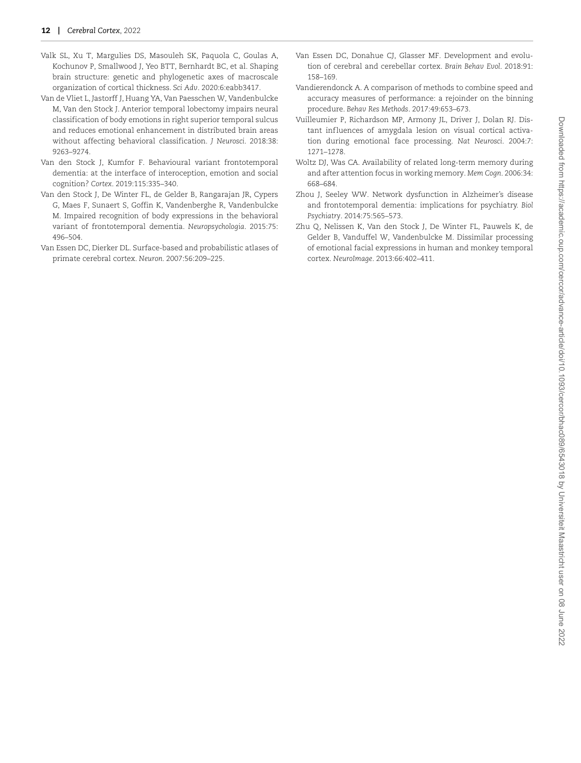Valk SL, Xu T, Margulies DS, Masouleh SK, Paquola C, Goulas A, Kochunov P, Smallwood J, Yeo BTT, Bernhardt BC, et al. Shaping brain structure: genetic and phylogenetic axes of macroscale organization of cortical thickness. *Sci Adv*. 2020:6:eabb3417.

Van de Vliet L, Jastorff J, Huang YA, Van Paesschen W, Vandenbulcke M, Van den Stock J. Anterior temporal lobectomy impairs neural classification of body emotions in right superior temporal sulcus and reduces emotional enhancement in distributed brain areas without affecting behavioral classification. *J Neurosci*. 2018:38: 9263–9274.

Van den Stock J, Kumfor F. Behavioural variant frontotemporal dementia: at the interface of interoception, emotion and social cognition? *Cortex*. 2019:115:335–340.

Van den Stock J, De Winter FL, de Gelder B, Rangarajan JR, Cypers G, Maes F, Sunaert S, Goffin K, Vandenberghe R, Vandenbulcke M. Impaired recognition of body expressions in the behavioral variant of frontotemporal dementia. *Neuropsychologia*. 2015:75: 496–504.

Van Essen DC, Dierker DL. Surface-based and probabilistic atlases of primate cerebral cortex. *Neuron*. 2007:56:209–225.

Van Essen DC, Donahue CJ, Glasser MF. Development and evolution of cerebral and cerebellar cortex. *Brain Behav Evol*. 2018:91: 158–169.

Vandierendonck A. A comparison of methods to combine speed and accuracy measures of performance: a rejoinder on the binning procedure. *Behav Res Methods*. 2017:49:653–673.

Vuilleumier P, Richardson MP, Armony JL, Driver J, Dolan RJ. Distant influences of amygdala lesion on visual cortical activation during emotional face processing. *Nat Neurosci*. 2004:7: 1271–1278.

Woltz DJ, Was CA. Availability of related long-term memory during and after attention focus in working memory. *Mem Cogn*. 2006:34: 668–684.

Zhou J, Seeley WW. Network dysfunction in Alzheimer's disease and frontotemporal dementia: implications for psychiatry. *Biol Psychiatry*. 2014:75:565–573.

Zhu Q, Nelissen K, Van den Stock J, De Winter FL, Pauwels K, de Gelder B, Vanduffel W, Vandenbulcke M. Dissimilar processing of emotional facial expressions in human and monkey temporal cortex. *NeuroImage*. 2013:66:402–411.